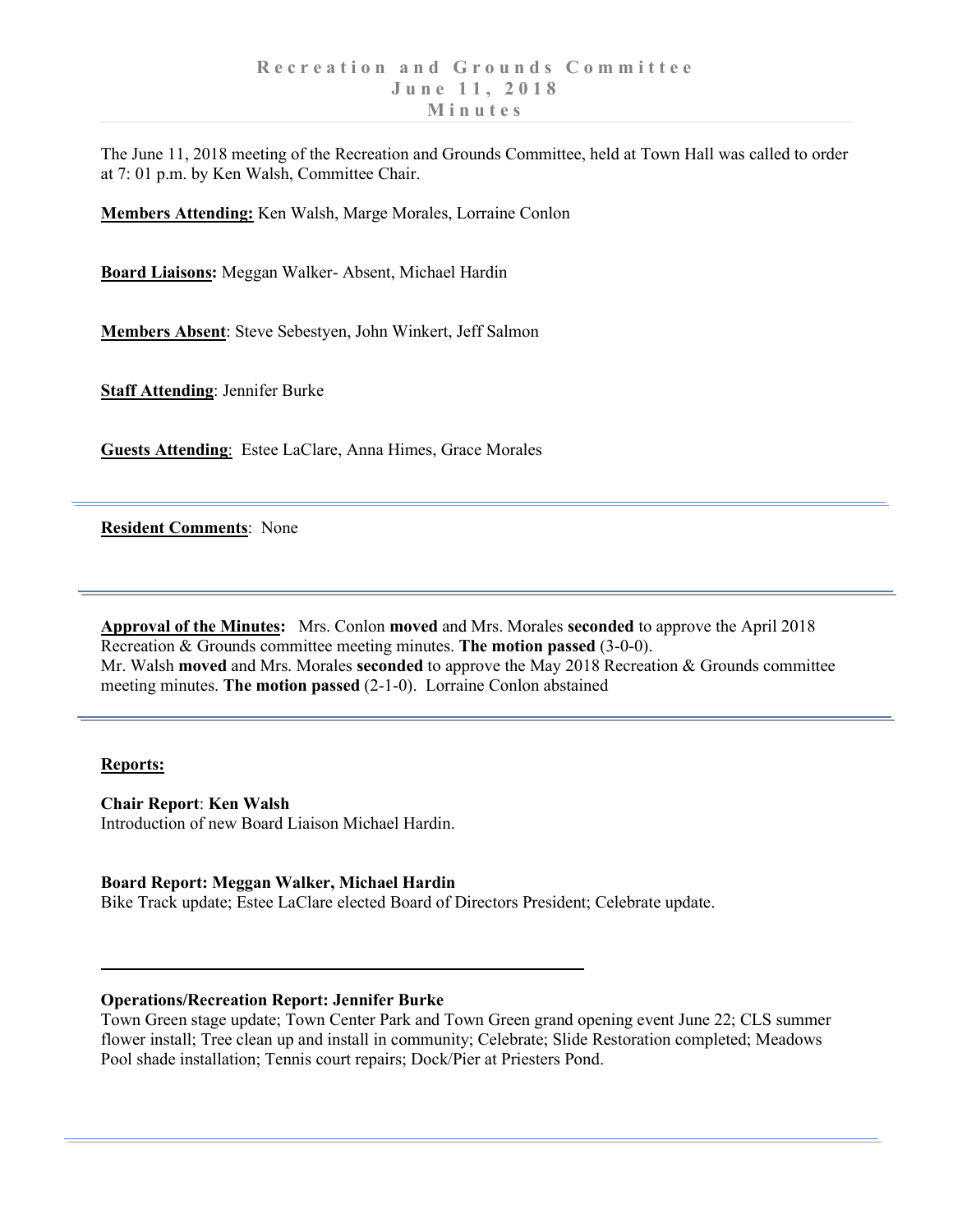# Recreation and Grounds Committee
# June 11, 2018
# Minutes

The June 11, 2018 meeting of the Recreation and Grounds Committee, held at Town Hall was called to order at 7: 01 p.m. by Ken Walsh, Committee Chair.

**Members Attending:** Ken Walsh, Marge Morales, Lorraine Conlon

**Board Liaisons:** Meggan Walker- Absent, Michael Hardin

**Members Absent**: Steve Sebestyen, John Winkert, Jeff Salmon

**Staff Attending**: Jennifer Burke

**Guests Attending**: Estee LaClare, Anna Himes, Grace Morales

---

**Resident Comments**: None

---

**Approval of the Minutes:** Mrs. Conlon **moved** and Mrs. Morales **seconded** to approve the April 2018 Recreation & Grounds committee meeting minutes. **The motion passed** (3-0-0).
Mr. Walsh **moved** and Mrs. Morales **seconded** to approve the May 2018 Recreation & Grounds committee meeting minutes. **The motion passed** (2-1-0). Lorraine Conlon abstained

---

**Reports:**

**Chair Report**: **Ken Walsh**
Introduction of new Board Liaison Michael Hardin.

**Board Report: Meggan Walker, Michael Hardin**
Bike Track update; Estee LaClare elected Board of Directors President; Celebrate update.

---

**Operations/Recreation Report: Jennifer Burke**
Town Green stage update; Town Center Park and Town Green grand opening event June 22; CLS summer flower install; Tree clean up and install in community; Celebrate; Slide Restoration completed; Meadows Pool shade installation; Tennis court repairs; Dock/Pier at Priesters Pond.

---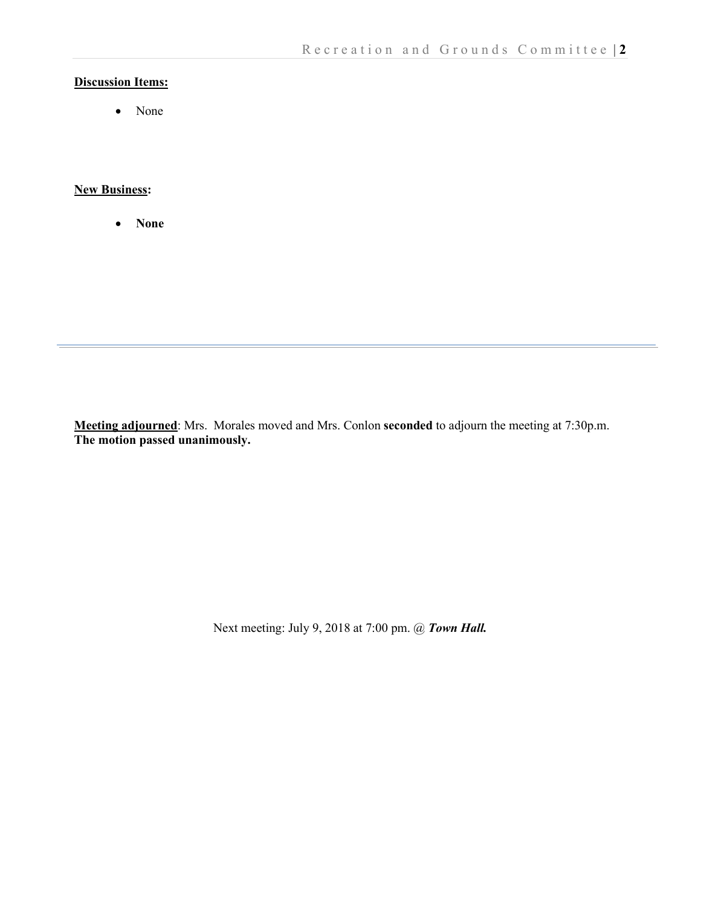**<u>Discussion Items:</u>**

- None

**<u>New Business</u>:**

- **None**

---

**<u>Meeting adjourned</u>**: Mrs. Morales moved and Mrs. Conlon **seconded** to adjourn the meeting at 7:30p.m. **The motion passed unanimously.**

Next meeting: July 9, 2018 at 7:00 pm. @ ***Town Hall.***